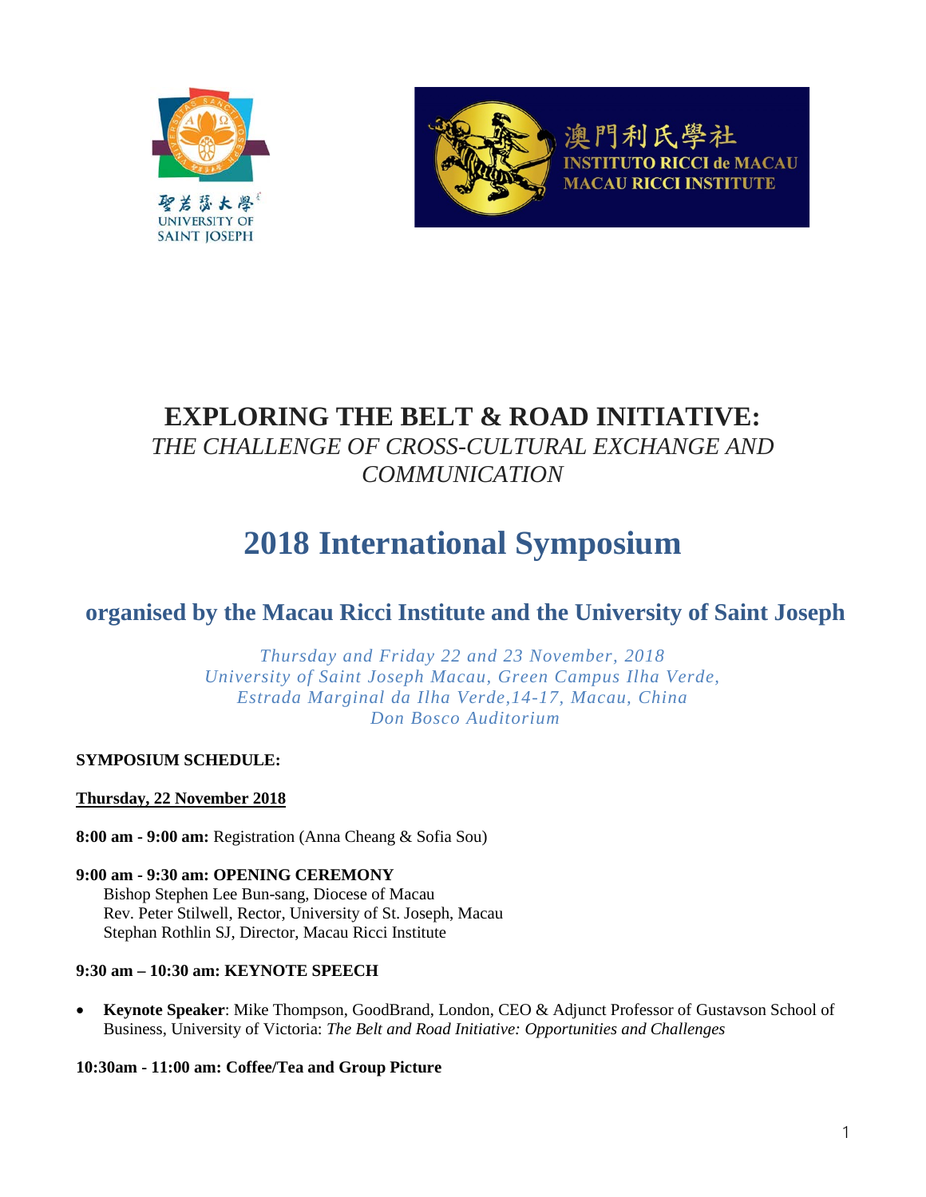聖若瑟大學
UNIVERSITY OF SAINT JOSEPH

澳門利氏學社
INSTITUTO RICCI de MACAU
MACAU RICCI INSTITUTE

# EXPLORING THE BELT & ROAD INITIATIVE:
## *THE CHALLENGE OF CROSS-CULTURAL EXCHANGE AND COMMUNICATION*

# 2018 International Symposium

## organised by the Macau Ricci Institute and the University of Saint Joseph

*Thursday and Friday 22 and 23 November, 2018*
*University of Saint Joseph Macau, Green Campus Ilha Verde,*
*Estrada Marginal da Ilha Verde,14-17, Macau, China*
*Don Bosco Auditorium*

**SYMPOSIUM SCHEDULE:**

**Thursday, 22 November 2018**

**8:00 am - 9:00 am:** Registration (Anna Cheang & Sofia Sou)

**9:00 am - 9:30 am: OPENING CEREMONY**
Bishop Stephen Lee Bun-sang, Diocese of Macau
Rev. Peter Stilwell, Rector, University of St. Joseph, Macau
Stephan Rothlin SJ, Director, Macau Ricci Institute

**9:30 am – 10:30 am: KEYNOTE SPEECH**

- **Keynote Speaker**: Mike Thompson, GoodBrand, London, CEO & Adjunct Professor of Gustavson School of Business, University of Victoria: *The Belt and Road Initiative: Opportunities and Challenges*

**10:30am - 11:00 am: Coffee/Tea and Group Picture**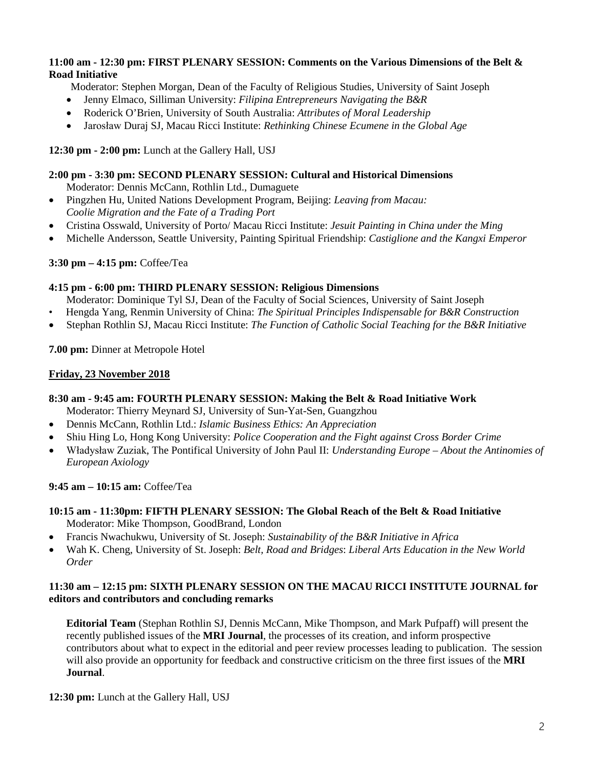**11:00 am - 12:30 pm: FIRST PLENARY SESSION: Comments on the Various Dimensions of the Belt & Road Initiative**

Moderator: Stephen Morgan, Dean of the Faculty of Religious Studies, University of Saint Joseph

- Jenny Elmaco, Silliman University: *Filipina Entrepreneurs Navigating the B&R*
- Roderick O'Brien, University of South Australia: *Attributes of Moral Leadership*
- Jarosław Duraj SJ, Macau Ricci Institute: *Rethinking Chinese Ecumene in the Global Age*

**12:30 pm - 2:00 pm:** Lunch at the Gallery Hall, USJ

**2:00 pm - 3:30 pm: SECOND PLENARY SESSION: Cultural and Historical Dimensions**

Moderator: Dennis McCann, Rothlin Ltd., Dumaguete

- Pingzhen Hu, United Nations Development Program, Beijing: *Leaving from Macau: Coolie Migration and the Fate of a Trading Port*
- Cristina Osswald, University of Porto/ Macau Ricci Institute: *Jesuit Painting in China under the Ming*
- Michelle Andersson, Seattle University, Painting Spiritual Friendship: *Castiglione and the Kangxi Emperor*

**3:30 pm – 4:15 pm:** Coffee/Tea

**4:15 pm - 6:00 pm: THIRD PLENARY SESSION: Religious Dimensions**

Moderator: Dominique Tyl SJ, Dean of the Faculty of Social Sciences, University of Saint Joseph

- Hengda Yang, Renmin University of China: *The Spiritual Principles Indispensable for B&R Construction*
- Stephan Rothlin SJ, Macau Ricci Institute: *The Function of Catholic Social Teaching for the B&R Initiative*

**7.00 pm:** Dinner at Metropole Hotel

**Friday, 23 November 2018**

**8:30 am - 9:45 am: FOURTH PLENARY SESSION: Making the Belt & Road Initiative Work**

Moderator: Thierry Meynard SJ, University of Sun-Yat-Sen, Guangzhou

- Dennis McCann, Rothlin Ltd.: *Islamic Business Ethics: An Appreciation*
- Shiu Hing Lo, Hong Kong University: *Police Cooperation and the Fight against Cross Border Crime*
- Władysław Zuziak, The Pontifical University of John Paul II: *Understanding Europe – About the Antinomies of European Axiology*

**9:45 am – 10:15 am:** Coffee/Tea

**10:15 am - 11:30pm: FIFTH PLENARY SESSION: The Global Reach of the Belt & Road Initiative**

Moderator: Mike Thompson, GoodBrand, London

- Francis Nwachukwu, University of St. Joseph: *Sustainability of the B&R Initiative in Africa*
- Wah K. Cheng, University of St. Joseph: *Belt, Road and Bridges*: *Liberal Arts Education in the New World Order*

**11:30 am – 12:15 pm: SIXTH PLENARY SESSION ON THE MACAU RICCI INSTITUTE JOURNAL for editors and contributors and concluding remarks**

**Editorial Team** (Stephan Rothlin SJ, Dennis McCann, Mike Thompson, and Mark Pufpaff) will present the recently published issues of the **MRI Journal**, the processes of its creation, and inform prospective contributors about what to expect in the editorial and peer review processes leading to publication. The session will also provide an opportunity for feedback and constructive criticism on the three first issues of the **MRI Journal**.

**12:30 pm:** Lunch at the Gallery Hall, USJ